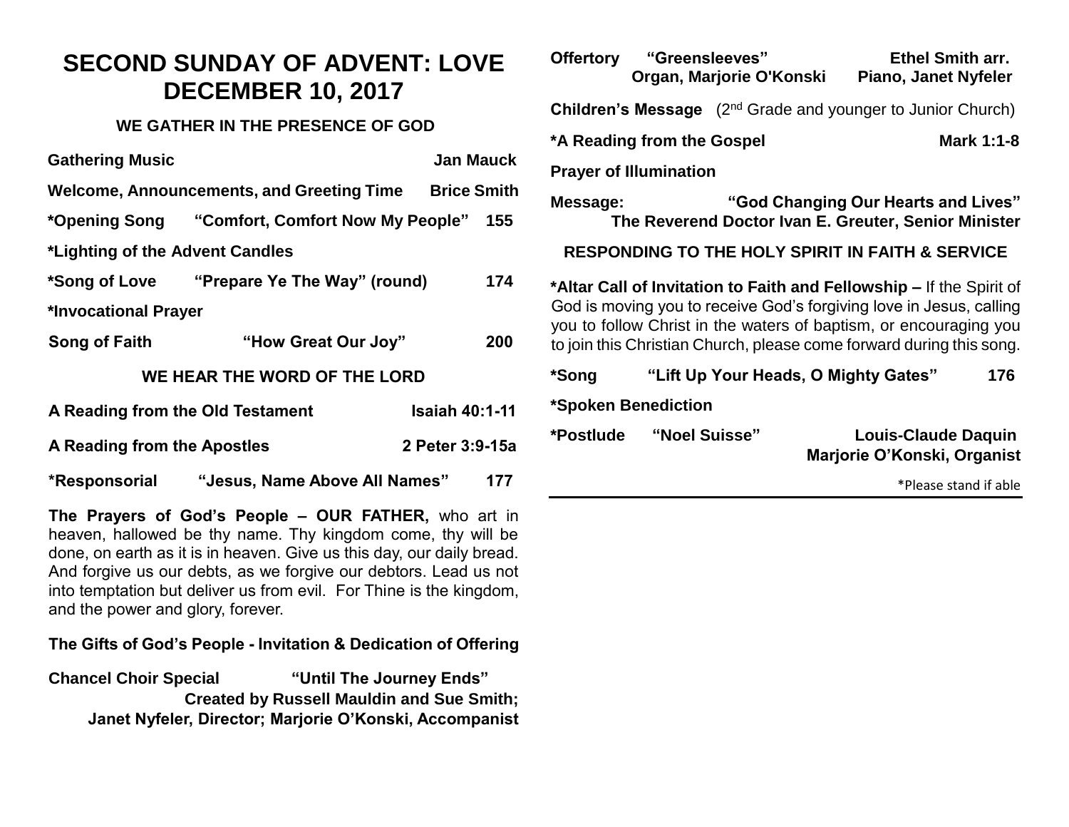# SECOND SUNDAY OF ADVENT: LOVE
# DECEMBER 10, 2017

## WE GATHER IN THE PRESENCE OF GOD

**Gathering Music** — **Jan Mauck**

**Welcome, Announcements, and Greeting Time** — **Brice Smith**

**\*Opening Song** — **"Comfort, Comfort Now My People"** — **155**

**\*Lighting of the Advent Candles**

**\*Song of Love** — **"Prepare Ye The Way" (round)** — **174**

**\*Invocational Prayer**

**Song of Faith** — **"How Great Our Joy"** — **200**

## WE HEAR THE WORD OF THE LORD

**A Reading from the Old Testament** — **Isaiah 40:1-11**

**A Reading from the Apostles** — **2 Peter 3:9-15a**

**\*Responsorial** — **"Jesus, Name Above All Names"** — **177**

**The Prayers of God's People – OUR FATHER,** who art in heaven, hallowed be thy name. Thy kingdom come, thy will be done, on earth as it is in heaven. Give us this day, our daily bread. And forgive us our debts, as we forgive our debtors. Lead us not into temptation but deliver us from evil. For Thine is the kingdom, and the power and glory, forever.

**The Gifts of God's People - Invitation & Dedication of Offering**

**Chancel Choir Special** — **"Until The Journey Ends"**
**Created by Russell Mauldin and Sue Smith;**
**Janet Nyfeler, Director; Marjorie O'Konski, Accompanist**

**Offertory** — **"Greensleeves"** — **Ethel Smith arr.**
**Organ, Marjorie O'Konski** — **Piano, Janet Nyfeler**

**Children's Message** (2nd Grade and younger to Junior Church)

**\*A Reading from the Gospel** — **Mark 1:1-8**

**Prayer of Illumination**

**Message:** — **"God Changing Our Hearts and Lives"**
**The Reverend Doctor Ivan E. Greuter, Senior Minister**

## RESPONDING TO THE HOLY SPIRIT IN FAITH & SERVICE

**\*Altar Call of Invitation to Faith and Fellowship –** If the Spirit of God is moving you to receive God's forgiving love in Jesus, calling you to follow Christ in the waters of baptism, or encouraging you to join this Christian Church, please come forward during this song.

**\*Song** — **"Lift Up Your Heads, O Mighty Gates"** — **176**

**\*Spoken Benediction**

**\*Postlude** — **"Noel Suisse"** — **Louis-Claude Daquin**
**Marjorie O'Konski, Organist**

\*Please stand if able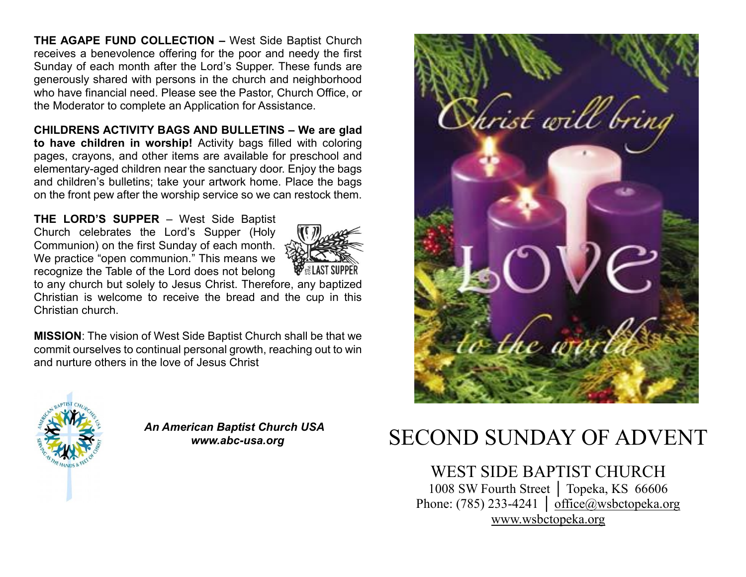**THE AGAPE FUND COLLECTION –** West Side Baptist Church receives a benevolence offering for the poor and needy the first Sunday of each month after the Lord's Supper. These funds are generously shared with persons in the church and neighborhood who have financial need. Please see the Pastor, Church Office, or the Moderator to complete an Application for Assistance.

**CHILDRENS ACTIVITY BAGS AND BULLETINS – We are glad to have children in worship!** Activity bags filled with coloring pages, crayons, and other items are available for preschool and elementary-aged children near the sanctuary door. Enjoy the bags and children's bulletins; take your artwork home. Place the bags on the front pew after the worship service so we can restock them.

**THE LORD'S SUPPER** – West Side Baptist Church celebrates the Lord's Supper (Holy Communion) on the first Sunday of each month. We practice "open communion." This means we recognize the Table of the Lord does not belong to any church but solely to Jesus Christ. Therefore, any baptized Christian is welcome to receive the bread and the cup in this Christian church.

**MISSION**: The vision of West Side Baptist Church shall be that we commit ourselves to continual personal growth, reaching out to win and nurture others in the love of Jesus Christ

***An American Baptist Church USA***
***www.abc-usa.org***

Christ will bring LOVE to the world

# SECOND SUNDAY OF ADVENT

## WEST SIDE BAPTIST CHURCH

1008 SW Fourth Street | Topeka, KS 66606
Phone: (785) 233-4241 | office@wsbctopeka.org
www.wsbctopeka.org